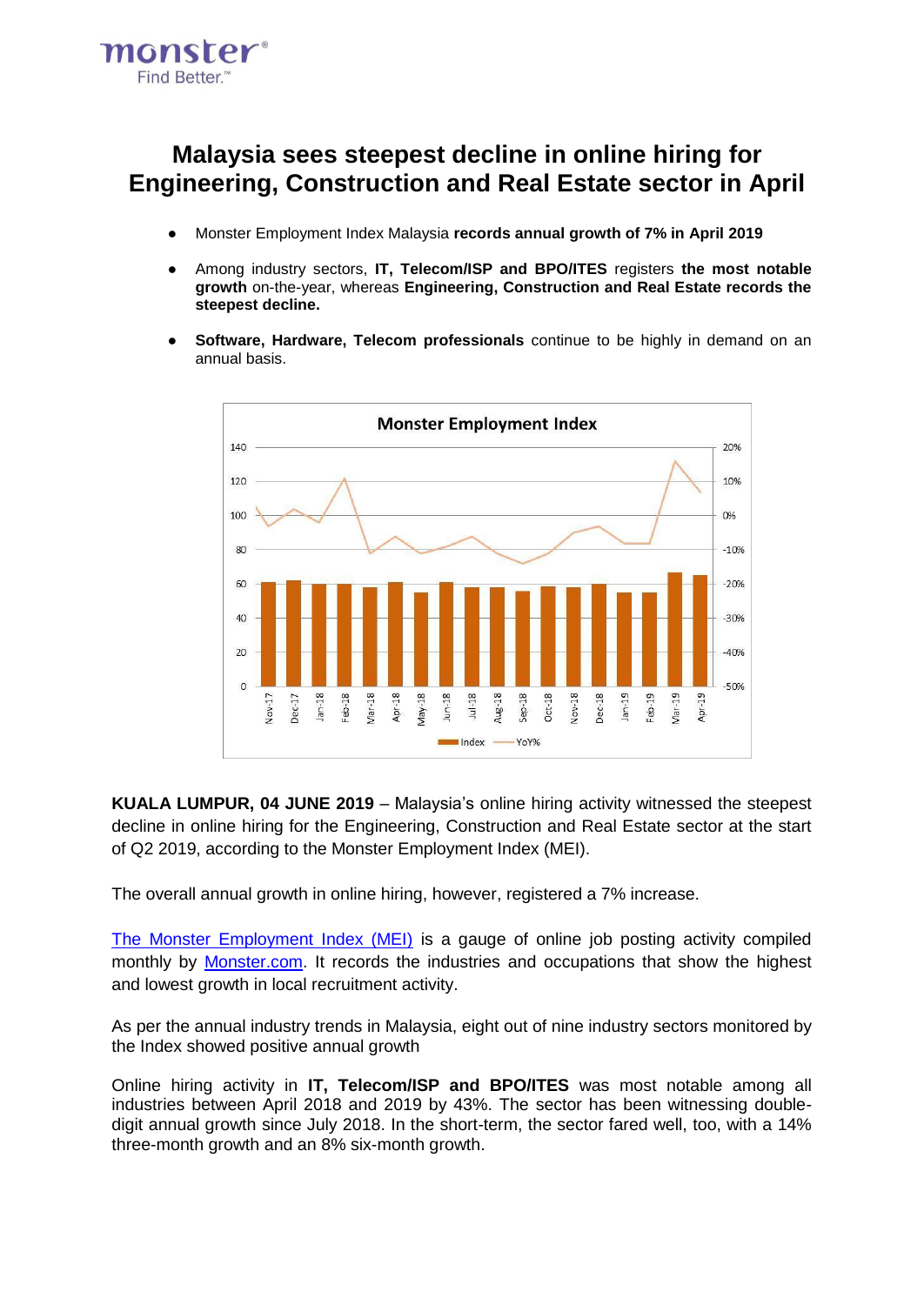# Malaysia sees steepest decline in online hiring for Engineering, Construction and Real Estate sector in April

- Monster Employment Index Malaysia **records annual growth of 7% in April 2019**
- Among industry sectors, **IT, Telecom/ISP and BPO/ITES** registers **the most notable growth** on-the-year, whereas **Engineering, Construction and Real Estate records the steepest decline.**
- **Software, Hardware, Telecom professionals** continue to be highly in demand on an annual basis.

**KUALA LUMPUR, 04 JUNE 2019** – Malaysia's online hiring activity witnessed the steepest decline in online hiring for the Engineering, Construction and Real Estate sector at the start of Q2 2019, according to the Monster Employment Index (MEI).

The overall annual growth in online hiring, however, registered a 7% increase.

[The Monster Employment Index (MEI)](#) is a gauge of online job posting activity compiled monthly by [Monster.com](#). It records the industries and occupations that show the highest and lowest growth in local recruitment activity.

As per the annual industry trends in Malaysia, eight out of nine industry sectors monitored by the Index showed positive annual growth

Online hiring activity in **IT, Telecom/ISP and BPO/ITES** was most notable among all industries between April 2018 and 2019 by 43%. The sector has been witnessing double-digit annual growth since July 2018. In the short-term, the sector fared well, too, with a 14% three-month growth and an 8% six-month growth.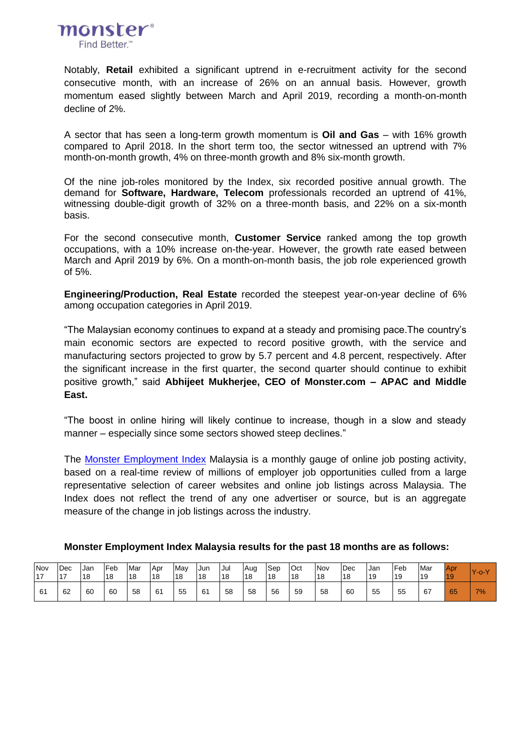Notably, **Retail** exhibited a significant uptrend in e-recruitment activity for the second consecutive month, with an increase of 26% on an annual basis. However, growth momentum eased slightly between March and April 2019, recording a month-on-month decline of 2%.

A sector that has seen a long-term growth momentum is **Oil and Gas** – with 16% growth compared to April 2018. In the short term too, the sector witnessed an uptrend with 7% month-on-month growth, 4% on three-month growth and 8% six-month growth.

Of the nine job-roles monitored by the Index, six recorded positive annual growth. The demand for **Software, Hardware, Telecom** professionals recorded an uptrend of 41%, witnessing double-digit growth of 32% on a three-month basis, and 22% on a six-month basis.

For the second consecutive month, **Customer Service** ranked among the top growth occupations, with a 10% increase on-the-year. However, the growth rate eased between March and April 2019 by 6%. On a month-on-month basis, the job role experienced growth of 5%.

**Engineering/Production, Real Estate** recorded the steepest year-on-year decline of 6% among occupation categories in April 2019.

“The Malaysian economy continues to expand at a steady and promising pace.The country’s main economic sectors are expected to record positive growth, with the service and manufacturing sectors projected to grow by 5.7 percent and 4.8 percent, respectively. After the significant increase in the first quarter, the second quarter should continue to exhibit positive growth,” said **Abhijeet Mukherjee, CEO of Monster.com – APAC and Middle East.**

“The boost in online hiring will likely continue to increase, though in a slow and steady manner – especially since some sectors showed steep declines.”

The Monster Employment Index Malaysia is a monthly gauge of online job posting activity, based on a real-time review of millions of employer job opportunities culled from a large representative selection of career websites and online job listings across Malaysia. The Index does not reflect the trend of any one advertiser or source, but is an aggregate measure of the change in job listings across the industry.

**Monster Employment Index Malaysia results for the past 18 months are as follows:**

| Nov 17 | Dec 17 | Jan 18 | Feb 18 | Mar 18 | Apr 18 | May 18 | Jun 18 | Jul 18 | Aug 18 | Sep 18 | Oct 18 | Nov 18 | Dec 18 | Jan 19 | Feb 19 | Mar 19 | Apr 19 | Y-o-Y |
|---|---|---|---|---|---|---|---|---|---|---|---|---|---|---|---|---|---|---|
| 61 | 62 | 60 | 60 | 58 | 61 | 55 | 61 | 58 | 58 | 56 | 59 | 58 | 60 | 55 | 55 | 67 | 65 | 7% |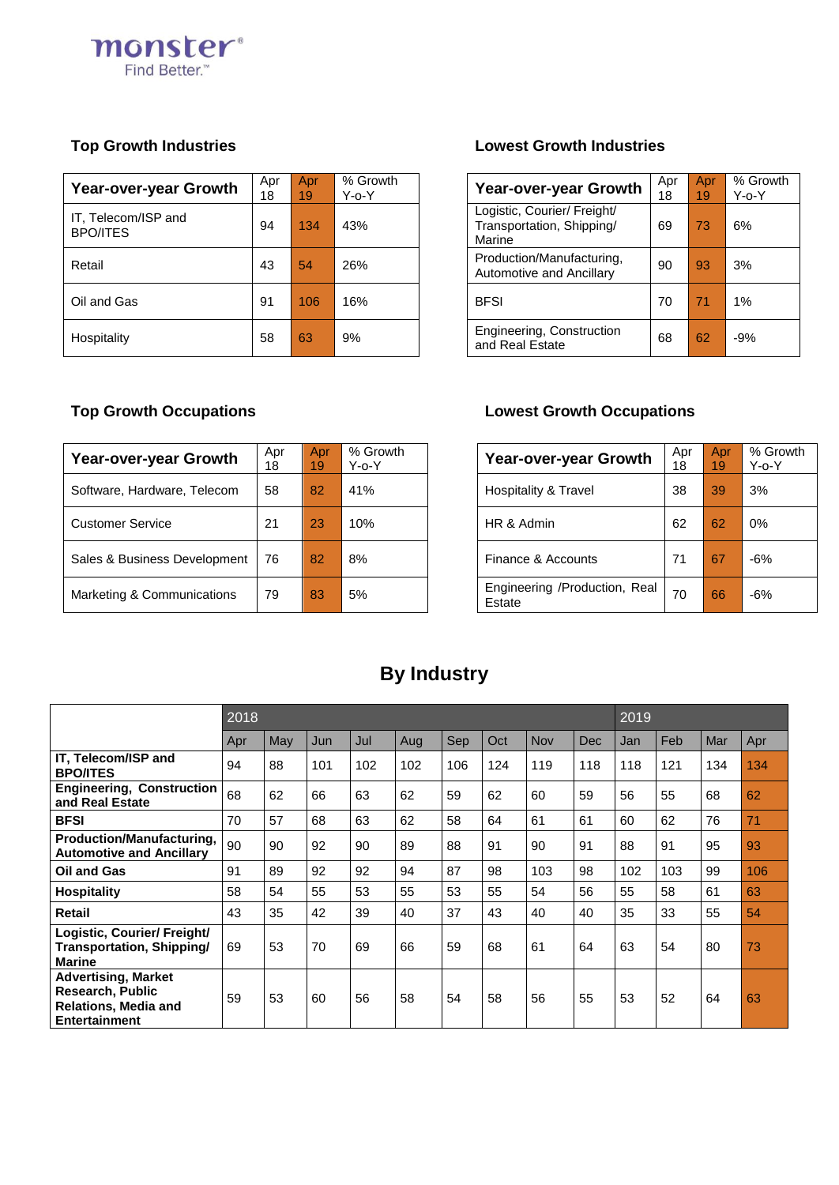monster
Find Better.™

### Top Growth Industries

| Year-over-year Growth | Apr 18 | Apr 19 | % Growth Y-o-Y |
|---|---|---|---|
| IT, Telecom/ISP and BPO/ITES | 94 | 134 | 43% |
| Retail | 43 | 54 | 26% |
| Oil and Gas | 91 | 106 | 16% |
| Hospitality | 58 | 63 | 9% |

### Lowest Growth Industries

| Year-over-year Growth | Apr 18 | Apr 19 | % Growth Y-o-Y |
|---|---|---|---|
| Logistic, Courier/ Freight/ Transportation, Shipping/ Marine | 69 | 73 | 6% |
| Production/Manufacturing, Automotive and Ancillary | 90 | 93 | 3% |
| BFSI | 70 | 71 | 1% |
| Engineering, Construction and Real Estate | 68 | 62 | -9% |

### Top Growth Occupations

| Year-over-year Growth | Apr 18 | Apr 19 | % Growth Y-o-Y |
|---|---|---|---|
| Software, Hardware, Telecom | 58 | 82 | 41% |
| Customer Service | 21 | 23 | 10% |
| Sales & Business Development | 76 | 82 | 8% |
| Marketing & Communications | 79 | 83 | 5% |

### Lowest Growth Occupations

| Year-over-year Growth | Apr 18 | Apr 19 | % Growth Y-o-Y |
|---|---|---|---|
| Hospitality & Travel | 38 | 39 | 3% |
| HR & Admin | 62 | 62 | 0% |
| Finance & Accounts | 71 | 67 | -6% |
| Engineering /Production, Real Estate | 70 | 66 | -6% |

## By Industry

| | 2018 | | | | | | | | | 2019 | | | |
|---|---|---|---|---|---|---|---|---|---|---|---|---|---|
| | Apr | May | Jun | Jul | Aug | Sep | Oct | Nov | Dec | Jan | Feb | Mar | Apr |
| **IT, Telecom/ISP and BPO/ITES** | 94 | 88 | 101 | 102 | 102 | 106 | 124 | 119 | 118 | 118 | 121 | 134 | 134 |
| **Engineering, Construction and Real Estate** | 68 | 62 | 66 | 63 | 62 | 59 | 62 | 60 | 59 | 56 | 55 | 68 | 62 |
| **BFSI** | 70 | 57 | 68 | 63 | 62 | 58 | 64 | 61 | 61 | 60 | 62 | 76 | 71 |
| **Production/Manufacturing, Automotive and Ancillary** | 90 | 90 | 92 | 90 | 89 | 88 | 91 | 90 | 91 | 88 | 91 | 95 | 93 |
| **Oil and Gas** | 91 | 89 | 92 | 92 | 94 | 87 | 98 | 103 | 98 | 102 | 103 | 99 | 106 |
| **Hospitality** | 58 | 54 | 55 | 53 | 55 | 53 | 55 | 54 | 56 | 55 | 58 | 61 | 63 |
| **Retail** | 43 | 35 | 42 | 39 | 40 | 37 | 43 | 40 | 40 | 35 | 33 | 55 | 54 |
| **Logistic, Courier/ Freight/ Transportation, Shipping/ Marine** | 69 | 53 | 70 | 69 | 66 | 59 | 68 | 61 | 64 | 63 | 54 | 80 | 73 |
| **Advertising, Market Research, Public Relations, Media and Entertainment** | 59 | 53 | 60 | 56 | 58 | 54 | 58 | 56 | 55 | 53 | 52 | 64 | 63 |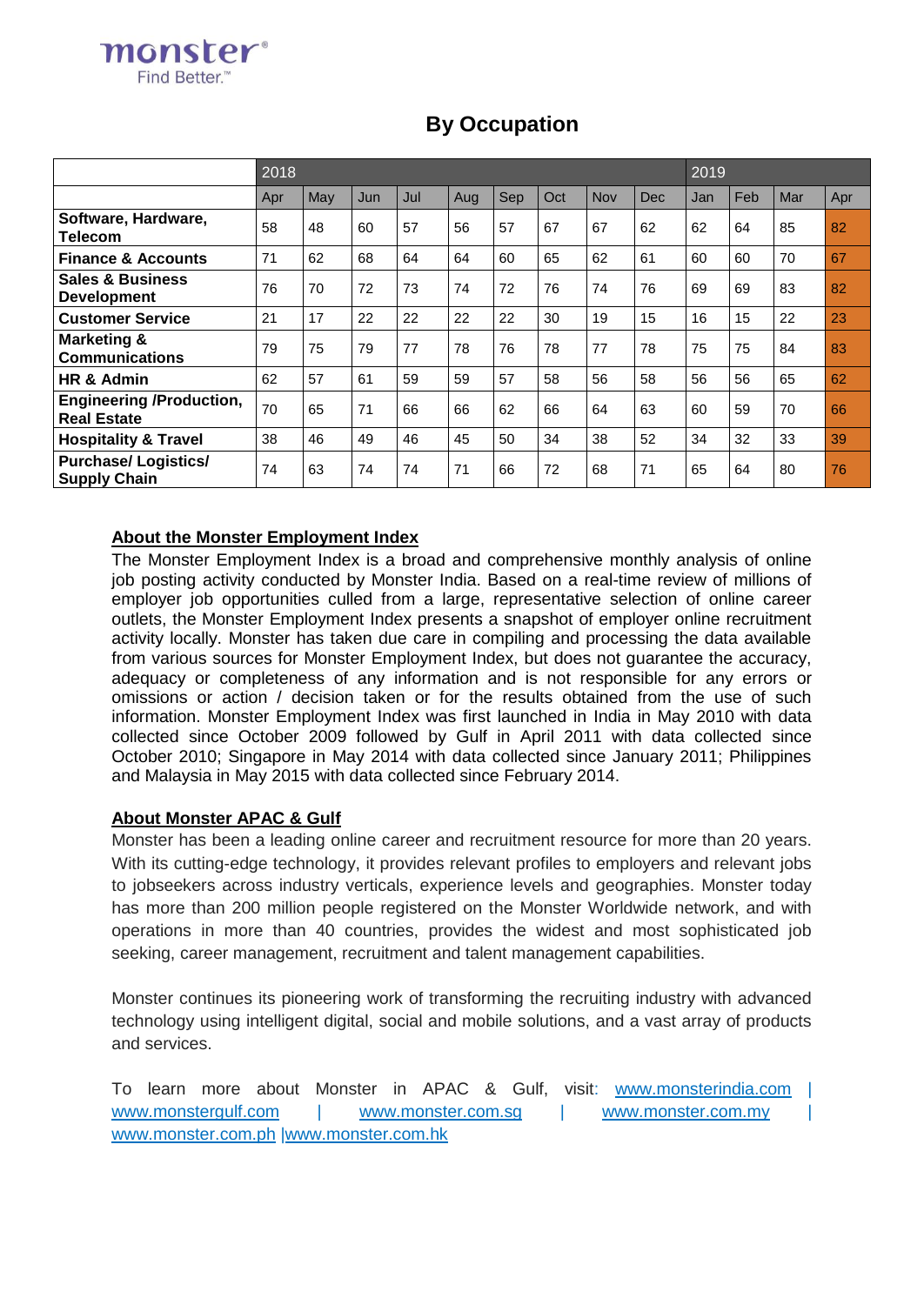## By Occupation

| | 2018 | | | | | | | | | 2019 | | | |
|---|---|---|---|---|---|---|---|---|---|---|---|---|---|
| | Apr | May | Jun | Jul | Aug | Sep | Oct | Nov | Dec | Jan | Feb | Mar | Apr |
| **Software, Hardware, Telecom** | 58 | 48 | 60 | 57 | 56 | 57 | 67 | 67 | 62 | 62 | 64 | 85 | 82 |
| **Finance & Accounts** | 71 | 62 | 68 | 64 | 64 | 60 | 65 | 62 | 61 | 60 | 60 | 70 | 67 |
| **Sales & Business Development** | 76 | 70 | 72 | 73 | 74 | 72 | 76 | 74 | 76 | 69 | 69 | 83 | 82 |
| **Customer Service** | 21 | 17 | 22 | 22 | 22 | 22 | 30 | 19 | 15 | 16 | 15 | 22 | 23 |
| **Marketing & Communications** | 79 | 75 | 79 | 77 | 78 | 76 | 78 | 77 | 78 | 75 | 75 | 84 | 83 |
| **HR & Admin** | 62 | 57 | 61 | 59 | 59 | 57 | 58 | 56 | 58 | 56 | 56 | 65 | 62 |
| **Engineering /Production, Real Estate** | 70 | 65 | 71 | 66 | 66 | 62 | 66 | 64 | 63 | 60 | 59 | 70 | 66 |
| **Hospitality & Travel** | 38 | 46 | 49 | 46 | 45 | 50 | 34 | 38 | 52 | 34 | 32 | 33 | 39 |
| **Purchase/ Logistics/ Supply Chain** | 74 | 63 | 74 | 74 | 71 | 66 | 72 | 68 | 71 | 65 | 64 | 80 | 76 |

### About the Monster Employment Index

The Monster Employment Index is a broad and comprehensive monthly analysis of online job posting activity conducted by Monster India. Based on a real-time review of millions of employer job opportunities culled from a large, representative selection of online career outlets, the Monster Employment Index presents a snapshot of employer online recruitment activity locally. Monster has taken due care in compiling and processing the data available from various sources for Monster Employment Index, but does not guarantee the accuracy, adequacy or completeness of any information and is not responsible for any errors or omissions or action / decision taken or for the results obtained from the use of such information. Monster Employment Index was first launched in India in May 2010 with data collected since October 2009 followed by Gulf in April 2011 with data collected since October 2010; Singapore in May 2014 with data collected since January 2011; Philippines and Malaysia in May 2015 with data collected since February 2014.

### About Monster APAC & Gulf

Monster has been a leading online career and recruitment resource for more than 20 years. With its cutting-edge technology, it provides relevant profiles to employers and relevant jobs to jobseekers across industry verticals, experience levels and geographies. Monster today has more than 200 million people registered on the Monster Worldwide network, and with operations in more than 40 countries, provides the widest and most sophisticated job seeking, career management, recruitment and talent management capabilities.

Monster continues its pioneering work of transforming the recruiting industry with advanced technology using intelligent digital, social and mobile solutions, and a vast array of products and services.

To learn more about Monster in APAC & Gulf, visit: www.monsterindia.com | www.monstergulf.com | www.monster.com.sg | www.monster.com.my | www.monster.com.ph |www.monster.com.hk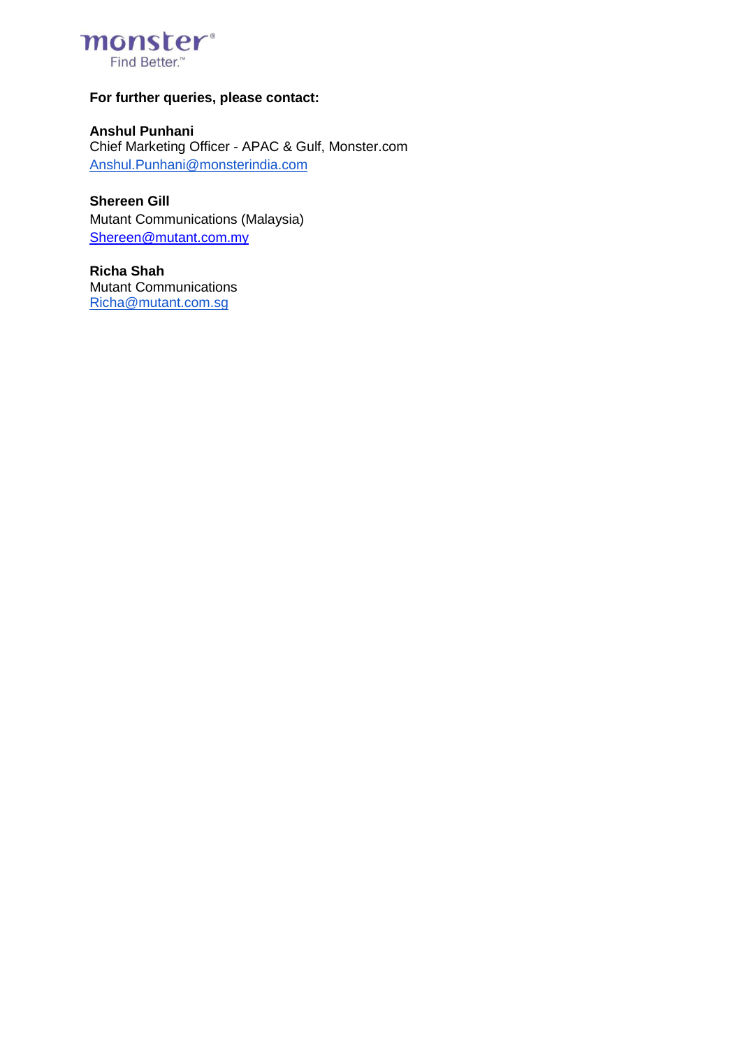**For further queries, please contact:**

**Anshul Punhani**
Chief Marketing Officer - APAC & Gulf, Monster.com
Anshul.Punhani@monsterindia.com

**Shereen Gill**
Mutant Communications (Malaysia)
Shereen@mutant.com.my

**Richa Shah**
Mutant Communications
Richa@mutant.com.sg